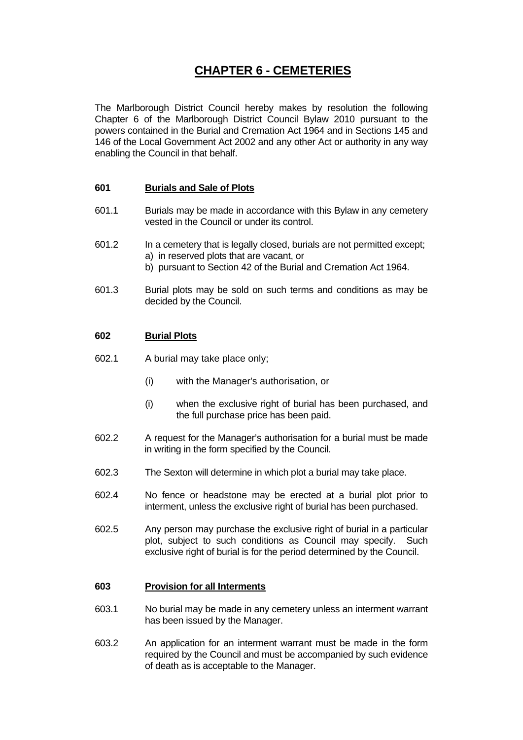# CHAPTER 6 - CEMETERIES

The Marlborough District Council hereby makes by resolution the following Chapter 6 of the Marlborough District Council Bylaw 2010 pursuant to the powers contained in the Burial and Cremation Act 1964 and in Sections 145 and 146 of the Local Government Act 2002 and any other Act or authority in any way enabling the Council in that behalf.

## 601 Burials and Sale of Plots

601.1 Burials may be made in accordance with this Bylaw in any cemetery vested in the Council or under its control.

601.2 In a cemetery that is legally closed, burials are not permitted except;
- a) in reserved plots that are vacant, or
- b) pursuant to Section 42 of the Burial and Cremation Act 1964.

601.3 Burial plots may be sold on such terms and conditions as may be decided by the Council.

## 602 Burial Plots

602.1 A burial may take place only;

- (i) with the Manager's authorisation, or
- (i) when the exclusive right of burial has been purchased, and the full purchase price has been paid.

602.2 A request for the Manager's authorisation for a burial must be made in writing in the form specified by the Council.

602.3 The Sexton will determine in which plot a burial may take place.

602.4 No fence or headstone may be erected at a burial plot prior to interment, unless the exclusive right of burial has been purchased.

602.5 Any person may purchase the exclusive right of burial in a particular plot, subject to such conditions as Council may specify. Such exclusive right of burial is for the period determined by the Council.

## 603 Provision for all Interments

603.1 No burial may be made in any cemetery unless an interment warrant has been issued by the Manager.

603.2 An application for an interment warrant must be made in the form required by the Council and must be accompanied by such evidence of death as is acceptable to the Manager.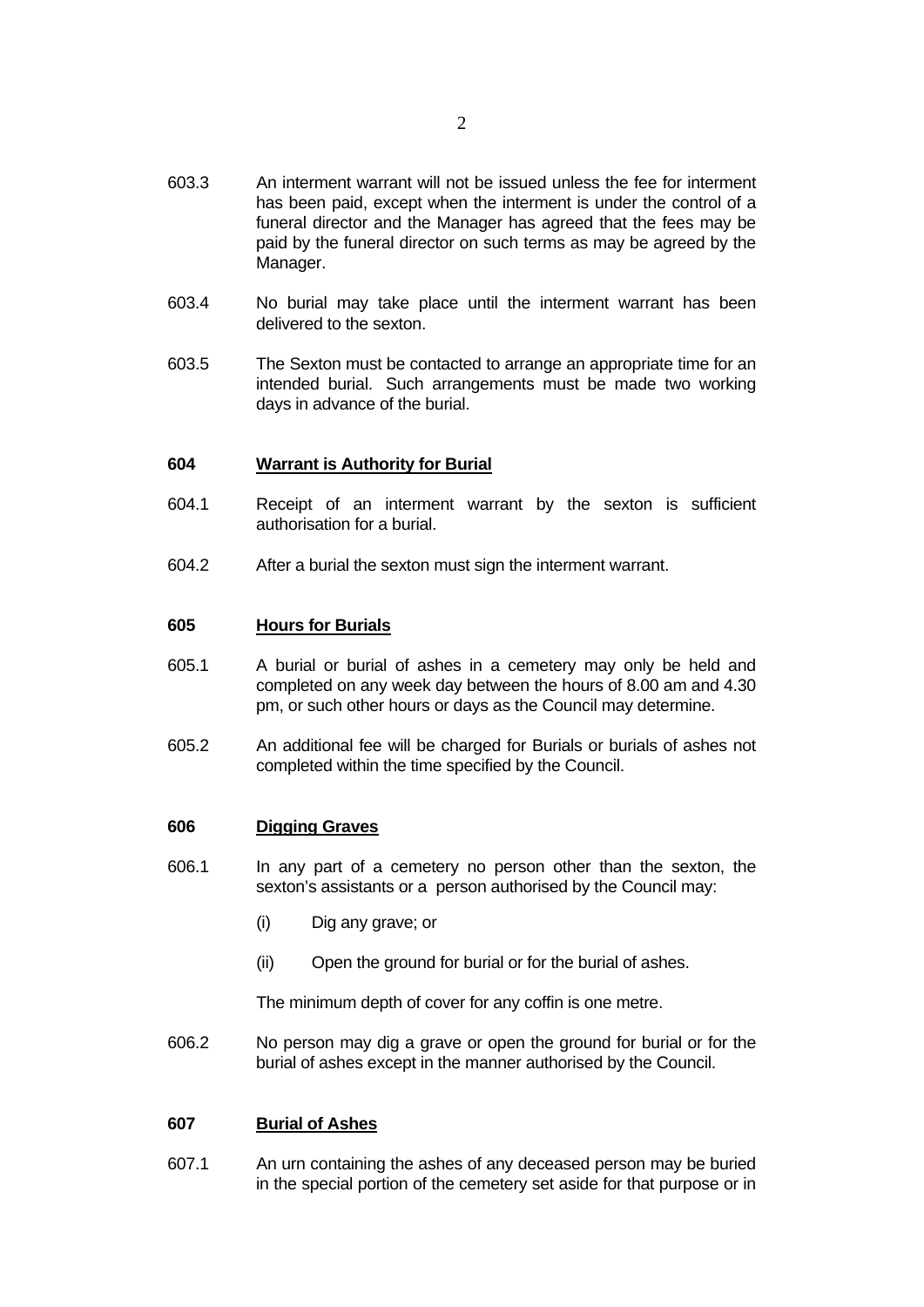603.3 An interment warrant will not be issued unless the fee for interment has been paid, except when the interment is under the control of a funeral director and the Manager has agreed that the fees may be paid by the funeral director on such terms as may be agreed by the Manager.

603.4 No burial may take place until the interment warrant has been delivered to the sexton.

603.5 The Sexton must be contacted to arrange an appropriate time for an intended burial. Such arrangements must be made two working days in advance of the burial.

### 604 Warrant is Authority for Burial

604.1 Receipt of an interment warrant by the sexton is sufficient authorisation for a burial.

604.2 After a burial the sexton must sign the interment warrant.

### 605 Hours for Burials

605.1 A burial or burial of ashes in a cemetery may only be held and completed on any week day between the hours of 8.00 am and 4.30 pm, or such other hours or days as the Council may determine.

605.2 An additional fee will be charged for Burials or burials of ashes not completed within the time specified by the Council.

### 606 Digging Graves

606.1 In any part of a cemetery no person other than the sexton, the sexton's assistants or a person authorised by the Council may:

- (i) Dig any grave; or
- (ii) Open the ground for burial or for the burial of ashes.

The minimum depth of cover for any coffin is one metre.

606.2 No person may dig a grave or open the ground for burial or for the burial of ashes except in the manner authorised by the Council.

### 607 Burial of Ashes

607.1 An urn containing the ashes of any deceased person may be buried in the special portion of the cemetery set aside for that purpose or in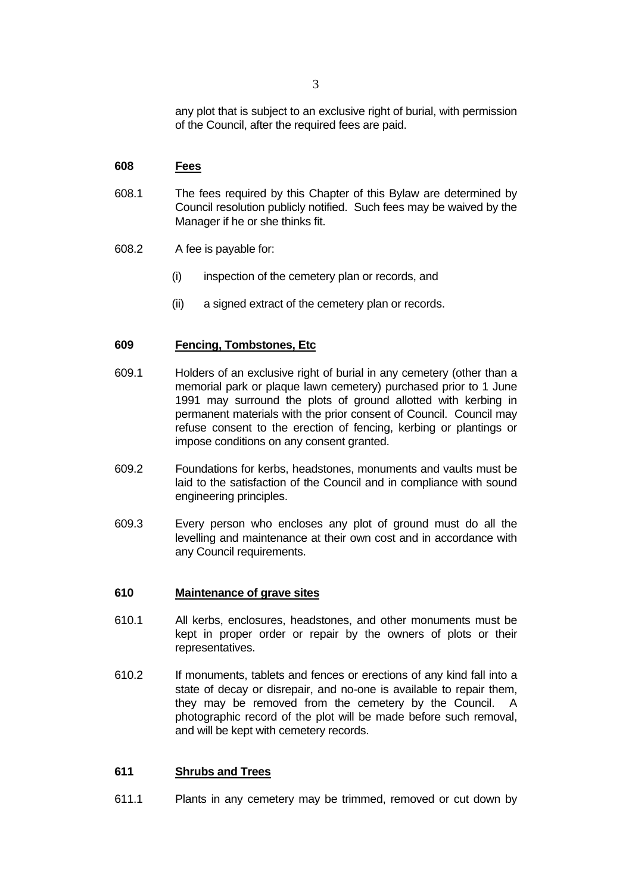any plot that is subject to an exclusive right of burial, with permission of the Council, after the required fees are paid.

## 608 Fees

608.1 The fees required by this Chapter of this Bylaw are determined by Council resolution publicly notified. Such fees may be waived by the Manager if he or she thinks fit.

608.2 A fee is payable for:

(i) inspection of the cemetery plan or records, and

(ii) a signed extract of the cemetery plan or records.

## 609 Fencing, Tombstones, Etc

609.1 Holders of an exclusive right of burial in any cemetery (other than a memorial park or plaque lawn cemetery) purchased prior to 1 June 1991 may surround the plots of ground allotted with kerbing in permanent materials with the prior consent of Council. Council may refuse consent to the erection of fencing, kerbing or plantings or impose conditions on any consent granted.

609.2 Foundations for kerbs, headstones, monuments and vaults must be laid to the satisfaction of the Council and in compliance with sound engineering principles.

609.3 Every person who encloses any plot of ground must do all the levelling and maintenance at their own cost and in accordance with any Council requirements.

## 610 Maintenance of grave sites

610.1 All kerbs, enclosures, headstones, and other monuments must be kept in proper order or repair by the owners of plots or their representatives.

610.2 If monuments, tablets and fences or erections of any kind fall into a state of decay or disrepair, and no-one is available to repair them, they may be removed from the cemetery by the Council. A photographic record of the plot will be made before such removal, and will be kept with cemetery records.

## 611 Shrubs and Trees

611.1 Plants in any cemetery may be trimmed, removed or cut down by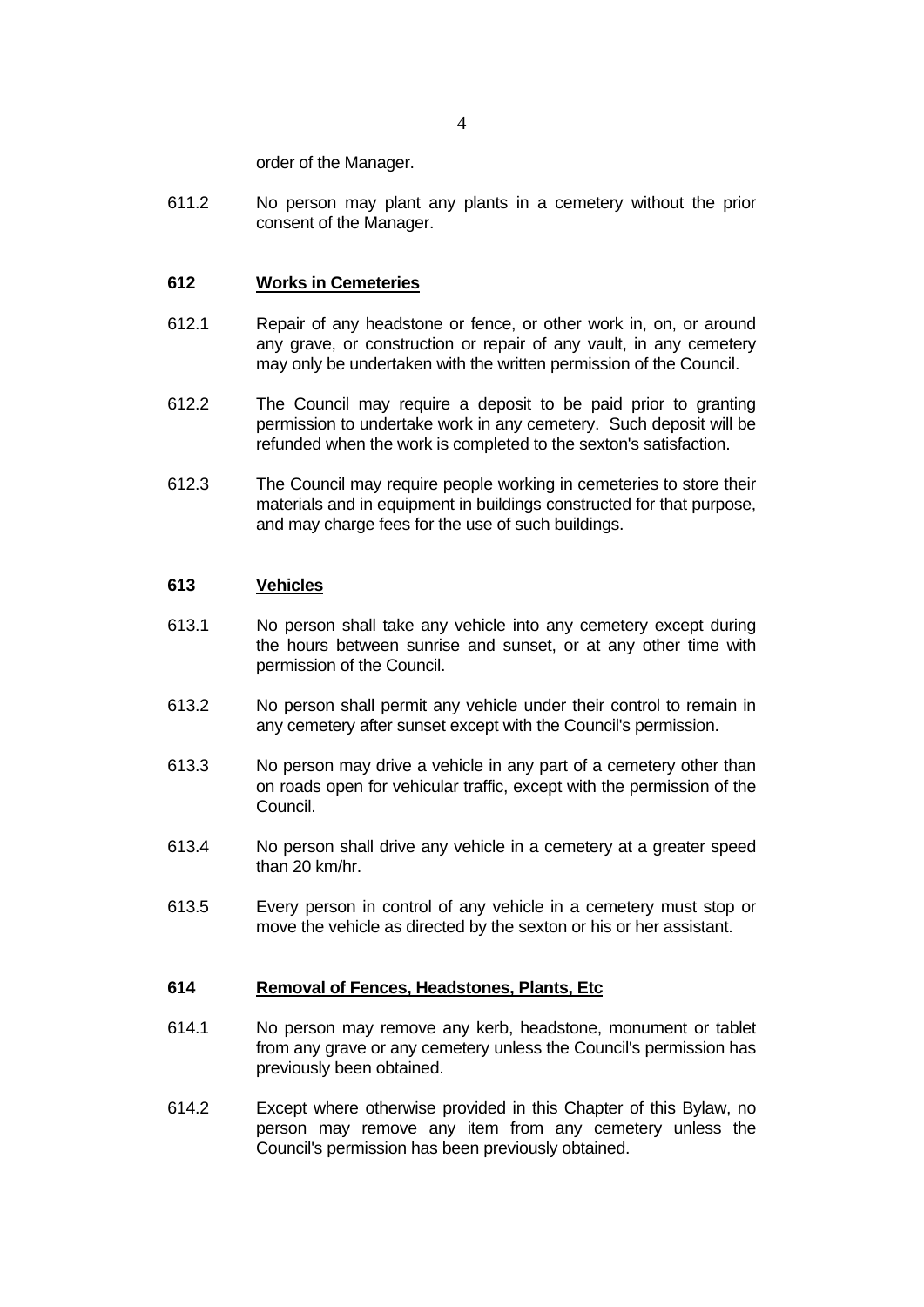order of the Manager.

611.2 No person may plant any plants in a cemetery without the prior consent of the Manager.

### 612 Works in Cemeteries

612.1 Repair of any headstone or fence, or other work in, on, or around any grave, or construction or repair of any vault, in any cemetery may only be undertaken with the written permission of the Council.

612.2 The Council may require a deposit to be paid prior to granting permission to undertake work in any cemetery. Such deposit will be refunded when the work is completed to the sexton's satisfaction.

612.3 The Council may require people working in cemeteries to store their materials and in equipment in buildings constructed for that purpose, and may charge fees for the use of such buildings.

### 613 Vehicles

613.1 No person shall take any vehicle into any cemetery except during the hours between sunrise and sunset, or at any other time with permission of the Council.

613.2 No person shall permit any vehicle under their control to remain in any cemetery after sunset except with the Council's permission.

613.3 No person may drive a vehicle in any part of a cemetery other than on roads open for vehicular traffic, except with the permission of the Council.

613.4 No person shall drive any vehicle in a cemetery at a greater speed than 20 km/hr.

613.5 Every person in control of any vehicle in a cemetery must stop or move the vehicle as directed by the sexton or his or her assistant.

### 614 Removal of Fences, Headstones, Plants, Etc

614.1 No person may remove any kerb, headstone, monument or tablet from any grave or any cemetery unless the Council's permission has previously been obtained.

614.2 Except where otherwise provided in this Chapter of this Bylaw, no person may remove any item from any cemetery unless the Council's permission has been previously obtained.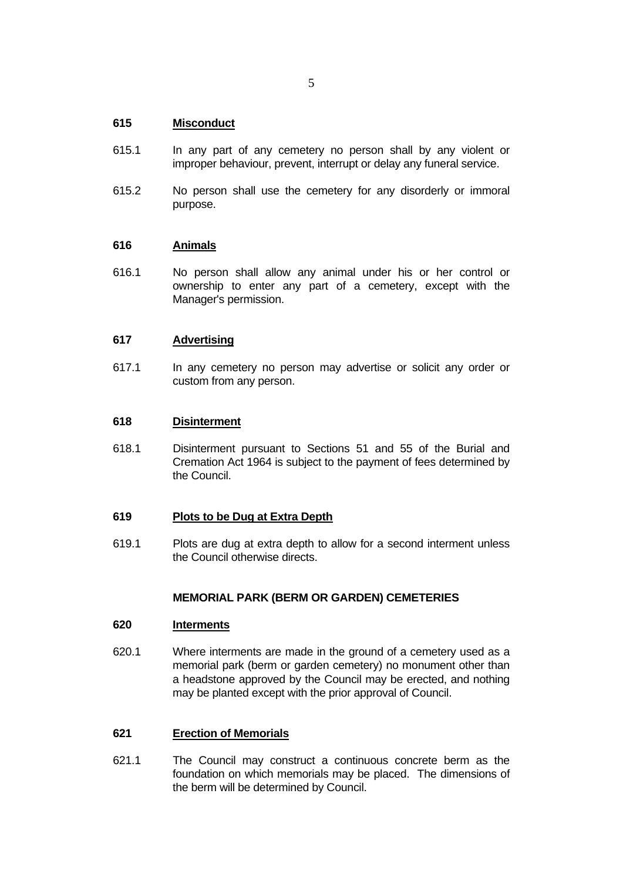**615 Misconduct**

615.1 In any part of any cemetery no person shall by any violent or improper behaviour, prevent, interrupt or delay any funeral service.

615.2 No person shall use the cemetery for any disorderly or immoral purpose.

**616 Animals**

616.1 No person shall allow any animal under his or her control or ownership to enter any part of a cemetery, except with the Manager's permission.

**617 Advertising**

617.1 In any cemetery no person may advertise or solicit any order or custom from any person.

**618 Disinterment**

618.1 Disinterment pursuant to Sections 51 and 55 of the Burial and Cremation Act 1964 is subject to the payment of fees determined by the Council.

**619 Plots to be Dug at Extra Depth**

619.1 Plots are dug at extra depth to allow for a second interment unless the Council otherwise directs.

**MEMORIAL PARK (BERM OR GARDEN) CEMETERIES**

**620 Interments**

620.1 Where interments are made in the ground of a cemetery used as a memorial park (berm or garden cemetery) no monument other than a headstone approved by the Council may be erected, and nothing may be planted except with the prior approval of Council.

**621 Erection of Memorials**

621.1 The Council may construct a continuous concrete berm as the foundation on which memorials may be placed. The dimensions of the berm will be determined by Council.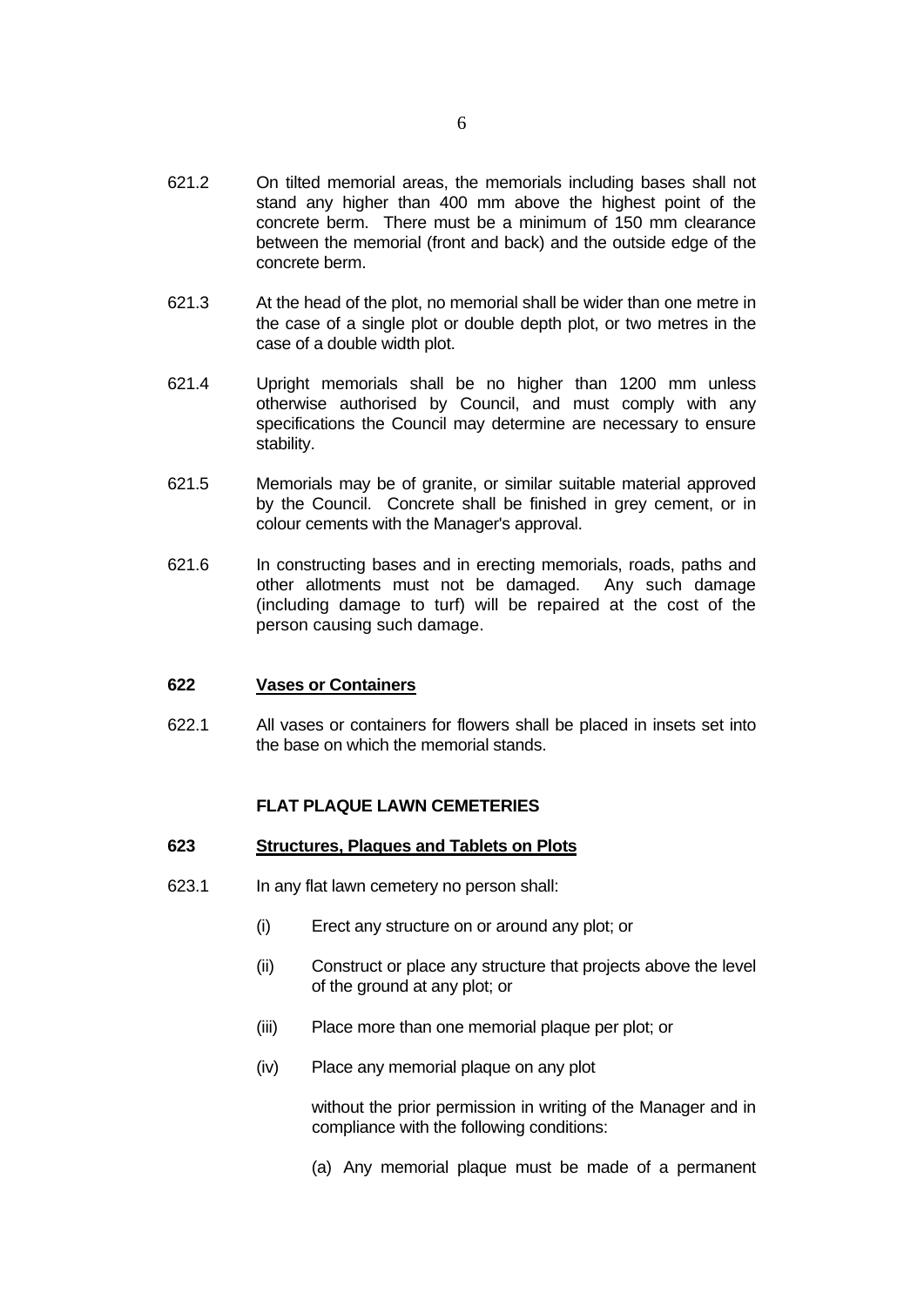621.2 On tilted memorial areas, the memorials including bases shall not stand any higher than 400 mm above the highest point of the concrete berm. There must be a minimum of 150 mm clearance between the memorial (front and back) and the outside edge of the concrete berm.

621.3 At the head of the plot, no memorial shall be wider than one metre in the case of a single plot or double depth plot, or two metres in the case of a double width plot.

621.4 Upright memorials shall be no higher than 1200 mm unless otherwise authorised by Council, and must comply with any specifications the Council may determine are necessary to ensure stability.

621.5 Memorials may be of granite, or similar suitable material approved by the Council. Concrete shall be finished in grey cement, or in colour cements with the Manager's approval.

621.6 In constructing bases and in erecting memorials, roads, paths and other allotments must not be damaged. Any such damage (including damage to turf) will be repaired at the cost of the person causing such damage.

### 622 Vases or Containers

622.1 All vases or containers for flowers shall be placed in insets set into the base on which the memorial stands.

## FLAT PLAQUE LAWN CEMETERIES

### 623 Structures, Plaques and Tablets on Plots

623.1 In any flat lawn cemetery no person shall:

(i) Erect any structure on or around any plot; or

(ii) Construct or place any structure that projects above the level of the ground at any plot; or

(iii) Place more than one memorial plaque per plot; or

(iv) Place any memorial plaque on any plot

without the prior permission in writing of the Manager and in compliance with the following conditions:

(a) Any memorial plaque must be made of a permanent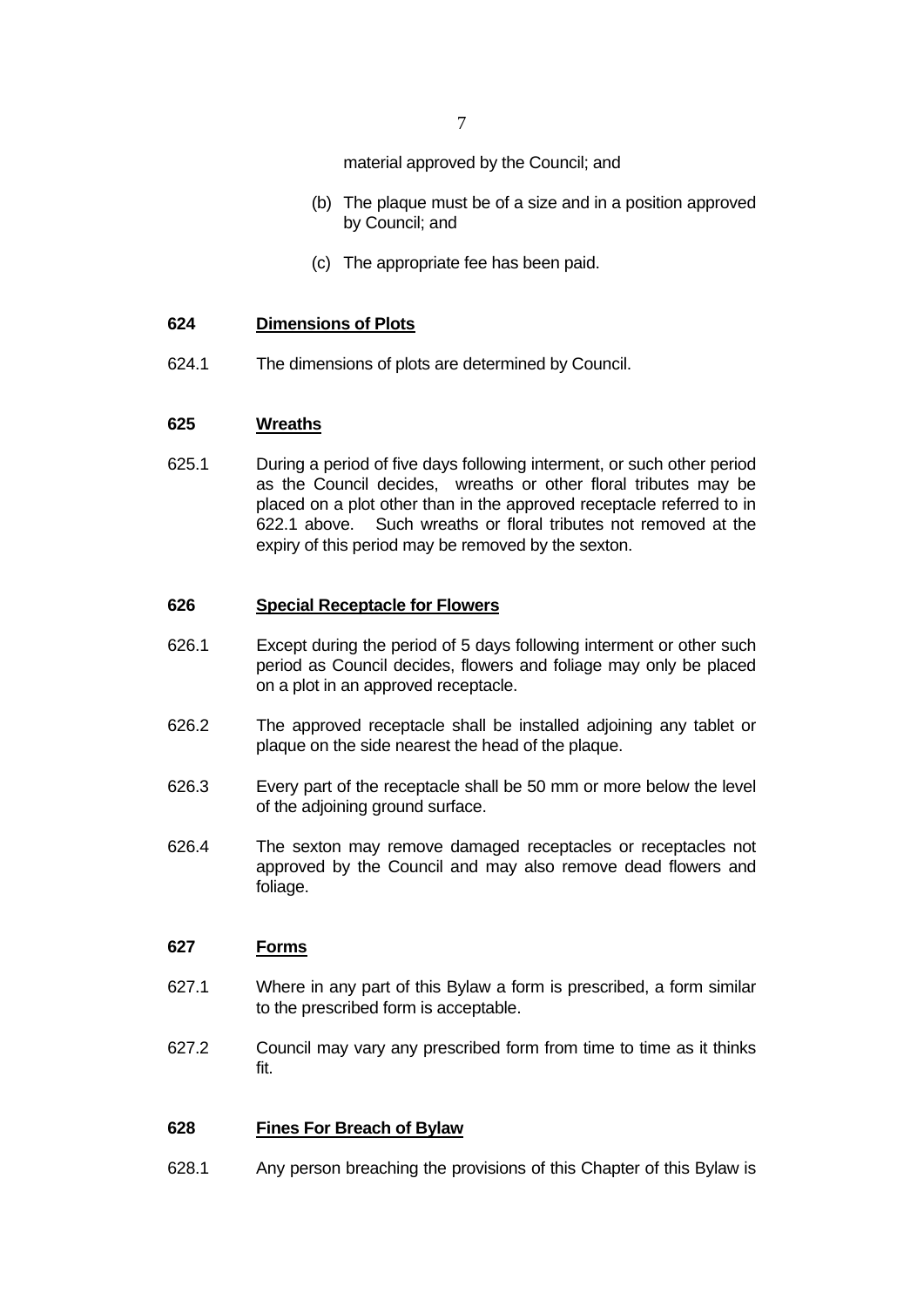material approved by the Council; and

(b) The plaque must be of a size and in a position approved by Council; and

(c) The appropriate fee has been paid.

**624 Dimensions of Plots**

624.1 The dimensions of plots are determined by Council.

**625 Wreaths**

625.1 During a period of five days following interment, or such other period as the Council decides, wreaths or other floral tributes may be placed on a plot other than in the approved receptacle referred to in 622.1 above. Such wreaths or floral tributes not removed at the expiry of this period may be removed by the sexton.

**626 Special Receptacle for Flowers**

626.1 Except during the period of 5 days following interment or other such period as Council decides, flowers and foliage may only be placed on a plot in an approved receptacle.

626.2 The approved receptacle shall be installed adjoining any tablet or plaque on the side nearest the head of the plaque.

626.3 Every part of the receptacle shall be 50 mm or more below the level of the adjoining ground surface.

626.4 The sexton may remove damaged receptacles or receptacles not approved by the Council and may also remove dead flowers and foliage.

**627 Forms**

627.1 Where in any part of this Bylaw a form is prescribed, a form similar to the prescribed form is acceptable.

627.2 Council may vary any prescribed form from time to time as it thinks fit.

**628 Fines For Breach of Bylaw**

628.1 Any person breaching the provisions of this Chapter of this Bylaw is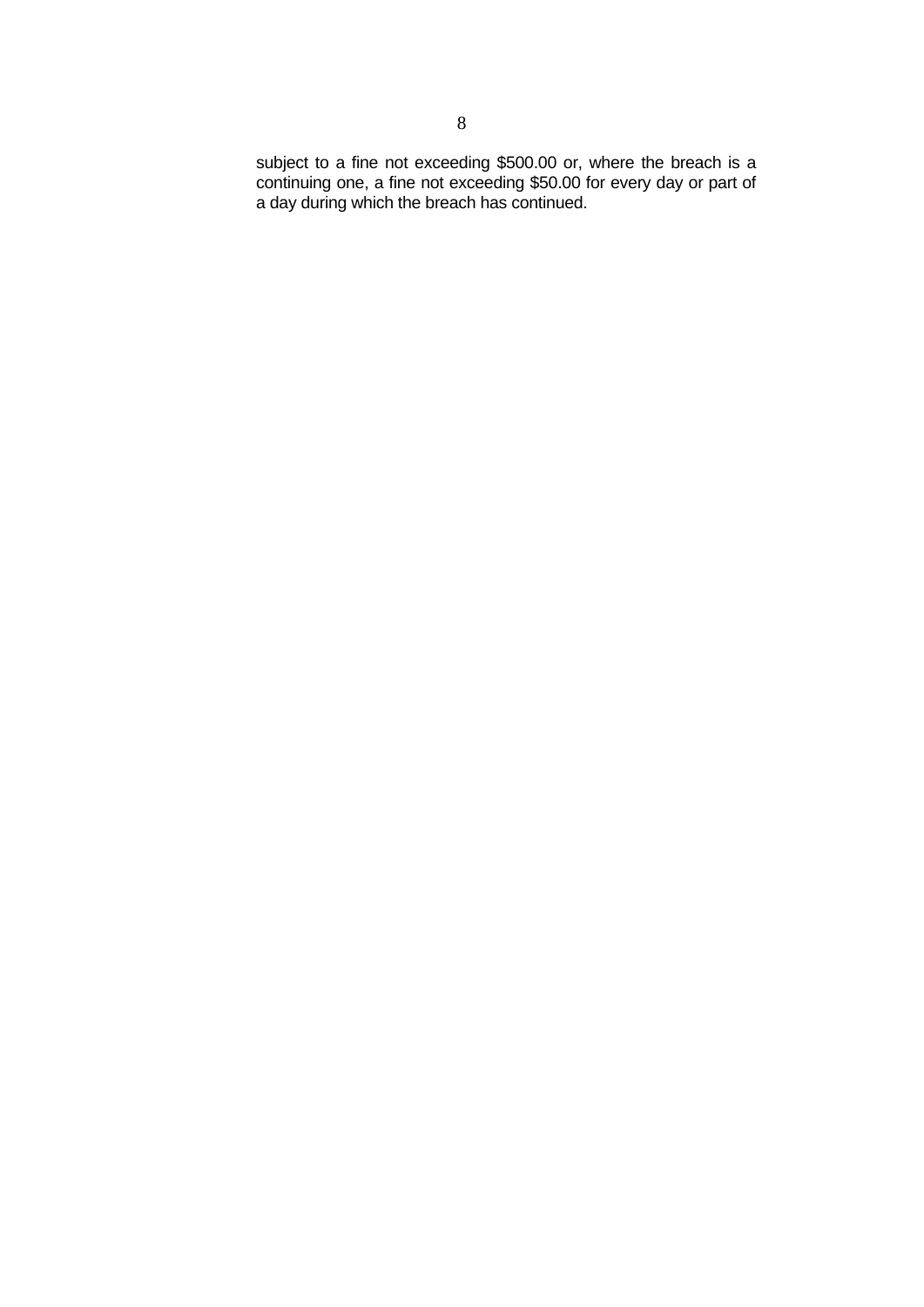subject to a fine not exceeding $500.00 or, where the breach is a continuing one, a fine not exceeding $50.00 for every day or part of a day during which the breach has continued.